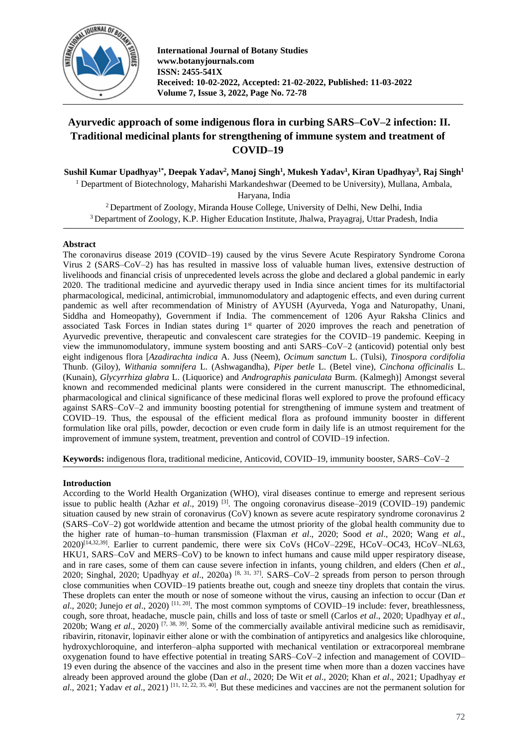International Journal of Botany Studies
www.botanyjournals.com
ISSN: 2455-541X
Received: 10-02-2022, Accepted: 21-02-2022, Published: 11-03-2022
Volume 7, Issue 3, 2022, Page No. 72-78

# Ayurvedic approach of some indigenous flora in curbing SARS–CoV–2 infection: II. Traditional medicinal plants for strengthening of immune system and treatment of COVID–19

**Sushil Kumar Upadhyay[1*], Deepak Yadav[2], Manoj Singh[1], Mukesh Yadav[1], Kiran Upadhyay[3], Raj Singh[1]**

[1] Department of Biotechnology, Maharishi Markandeshwar (Deemed to be University), Mullana, Ambala, Haryana, India
[2] Department of Zoology, Miranda House College, University of Delhi, New Delhi, India
[3] Department of Zoology, K.P. Higher Education Institute, Jhalwa, Prayagraj, Uttar Pradesh, India

## Abstract

The coronavirus disease 2019 (COVID–19) caused by the virus Severe Acute Respiratory Syndrome Corona Virus 2 (SARS–CoV–2) has has resulted in massive loss of valuable human lives, extensive destruction of livelihoods and financial crisis of unprecedented levels across the globe and declared a global pandemic in early 2020. The traditional medicine and ayurvedic therapy used in India since ancient times for its multifactorial pharmacological, medicinal, antimicrobial, immunomodulatory and adaptogenic effects, and even during current pandemic as well after recommendation of Ministry of AYUSH (Ayurveda, Yoga and Naturopathy, Unani, Siddha and Homeopathy), Government if India. The commencement of 1206 Ayur Raksha Clinics and associated Task Forces in Indian states during 1st quarter of 2020 improves the reach and penetration of Ayurvedic preventive, therapeutic and convalescent care strategies for the COVID–19 pandemic. Keeping in view the immunomodulatory, immune system boosting and anti SARS–CoV–2 (anticovid) potential only best eight indigenous flora [*Azadirachta indica* A. Juss (Neem), *Ocimum sanctum* L. (Tulsi), *Tinospora cordifolia* Thunb. (Giloy), *Withania somnifera* L. (Ashwagandha), *Piper betle* L. (Betel vine), *Cinchona officinalis* L. (Kunain), *Glycyrrhiza glabra* L. (Liquorice) and *Andrographis paniculata* Burm. (Kalmegh)] Amongst several known and recommended medicinal plants were considered in the current manuscript. The ethnomedicinal, pharmacological and clinical significance of these medicinal floras well explored to prove the profound efficacy against SARS–CoV–2 and immunity boosting potential for strengthening of immune system and treatment of COVID–19. Thus, the espousal of the efficient medical flora as profound immunity booster in different formulation like oral pills, powder, decoction or even crude form in daily life is an utmost requirement for the improvement of immune system, treatment, prevention and control of COVID–19 infection.

**Keywords:** indigenous flora, traditional medicine, Anticovid, COVID–19, immunity booster, SARS–CoV–2

## Introduction

According to the World Health Organization (WHO), viral diseases continue to emerge and represent serious issue to public health (Azhar *et al*., 2019) [3]. The ongoing coronavirus disease–2019 (COVID–19) pandemic situation caused by new strain of coronavirus (CoV) known as severe acute respiratory syndrome coronavirus 2 (SARS–CoV–2) got worldwide attention and became the utmost priority of the global health community due to the higher rate of human–to–human transmission (Flaxman *et al*., 2020; Sood *et al*., 2020; Wang *et al*., 2020)[14,32,39]. Earlier to current pandemic, there were six CoVs (HCoV–229E, HCoV–OC43, HCoV–NL63, HKU1, SARS–CoV and MERS–CoV) to be known to infect humans and cause mild upper respiratory disease, and in rare cases, some of them can cause severe infection in infants, young children, and elders (Chen *et al*., 2020; Singhal, 2020; Upadhyay *et al*., 2020a) [8, 31, 37]. SARS–CoV–2 spreads from person to person through close communities when COVID–19 patients breathe out, cough and sneeze tiny droplets that contain the virus. These droplets can enter the mouth or nose of someone without the virus, causing an infection to occur (Dan *et al*., 2020; Junejo *et al*., 2020) [11, 20]. The most common symptoms of COVID–19 include: fever, breathlessness, cough, sore throat, headache, muscle pain, chills and loss of taste or smell (Carlos *et al*., 2020; Upadhyay *et al*., 2020b; Wang *et al*., 2020) [7, 38, 39]. Some of the commercially available antiviral medicine such as remidisavir, ribavirin, ritonavir, lopinavir either alone or with the combination of antipyretics and analgesics like chloroquine, hydroxychloroquine, and interferon–alpha supported with mechanical ventilation or extracorporeal membrane oxygenation found to have effective potential in treating SARS–CoV–2 infection and management of COVID–19 even during the absence of the vaccines and also in the present time when more than a dozen vaccines have already been approved around the globe (Dan *et al*., 2020; De Wit *et al*., 2020; Khan *et al*., 2021; Upadhyay *et al*., 2021; Yadav *et al*., 2021) [11, 12, 22, 35, 40]. But these medicines and vaccines are not the permanent solution for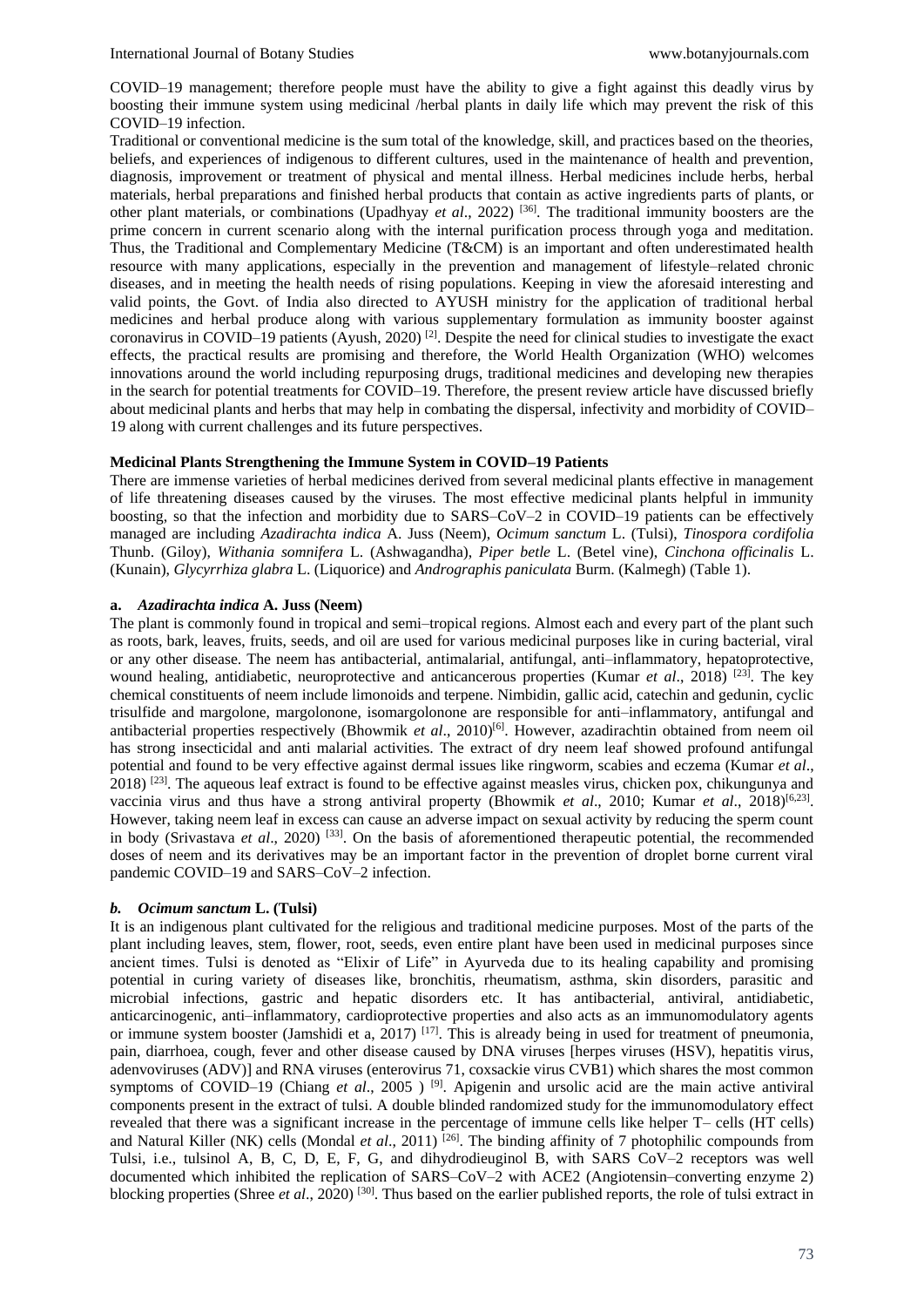COVID–19 management; therefore people must have the ability to give a fight against this deadly virus by boosting their immune system using medicinal /herbal plants in daily life which may prevent the risk of this COVID–19 infection.

Traditional or conventional medicine is the sum total of the knowledge, skill, and practices based on the theories, beliefs, and experiences of indigenous to different cultures, used in the maintenance of health and prevention, diagnosis, improvement or treatment of physical and mental illness. Herbal medicines include herbs, herbal materials, herbal preparations and finished herbal products that contain as active ingredients parts of plants, or other plant materials, or combinations (Upadhyay *et al*., 2022) [36]. The traditional immunity boosters are the prime concern in current scenario along with the internal purification process through yoga and meditation. Thus, the Traditional and Complementary Medicine (T&CM) is an important and often underestimated health resource with many applications, especially in the prevention and management of lifestyle–related chronic diseases, and in meeting the health needs of rising populations. Keeping in view the aforesaid interesting and valid points, the Govt. of India also directed to AYUSH ministry for the application of traditional herbal medicines and herbal produce along with various supplementary formulation as immunity booster against coronavirus in COVID–19 patients (Ayush, 2020) [2]. Despite the need for clinical studies to investigate the exact effects, the practical results are promising and therefore, the World Health Organization (WHO) welcomes innovations around the world including repurposing drugs, traditional medicines and developing new therapies in the search for potential treatments for COVID–19. Therefore, the present review article have discussed briefly about medicinal plants and herbs that may help in combating the dispersal, infectivity and morbidity of COVID–19 along with current challenges and its future perspectives.

**Medicinal Plants Strengthening the Immune System in COVID–19 Patients**

There are immense varieties of herbal medicines derived from several medicinal plants effective in management of life threatening diseases caused by the viruses. The most effective medicinal plants helpful in immunity boosting, so that the infection and morbidity due to SARS–CoV–2 in COVID–19 patients can be effectively managed are including *Azadirachta indica* A. Juss (Neem), *Ocimum sanctum* L. (Tulsi), *Tinospora cordifolia* Thunb. (Giloy), *Withania somnifera* L. (Ashwagandha), *Piper betle* L. (Betel vine), *Cinchona officinalis* L. (Kunain), *Glycyrrhiza glabra* L. (Liquorice) and *Andrographis paniculata* Burm. (Kalmegh) (Table 1).

**a.** ***Azadirachta indica*** **A. Juss (Neem)**

The plant is commonly found in tropical and semi–tropical regions. Almost each and every part of the plant such as roots, bark, leaves, fruits, seeds, and oil are used for various medicinal purposes like in curing bacterial, viral or any other disease. The neem has antibacterial, antimalarial, antifungal, anti–inflammatory, hepatoprotective, wound healing, antidiabetic, neuroprotective and anticancerous properties (Kumar *et al*., 2018) [23]. The key chemical constituents of neem include limonoids and terpene. Nimbidin, gallic acid, catechin and gedunin, cyclic trisulfide and margolone, margolonone, isomargolonone are responsible for anti–inflammatory, antifungal and antibacterial properties respectively (Bhowmik *et al*., 2010)[6]. However, azadirachtin obtained from neem oil has strong insecticidal and anti malarial activities. The extract of dry neem leaf showed profound antifungal potential and found to be very effective against dermal issues like ringworm, scabies and eczema (Kumar *et al*., 2018) [23]. The aqueous leaf extract is found to be effective against measles virus, chicken pox, chikungunya and vaccinia virus and thus have a strong antiviral property (Bhowmik *et al*., 2010; Kumar *et al*., 2018)[6,23]. However, taking neem leaf in excess can cause an adverse impact on sexual activity by reducing the sperm count in body (Srivastava *et al*., 2020) [33]. On the basis of aforementioned therapeutic potential, the recommended doses of neem and its derivatives may be an important factor in the prevention of droplet borne current viral pandemic COVID–19 and SARS–CoV–2 infection.

***b. Ocimum sanctum*** **L. (Tulsi)**

It is an indigenous plant cultivated for the religious and traditional medicine purposes. Most of the parts of the plant including leaves, stem, flower, root, seeds, even entire plant have been used in medicinal purposes since ancient times. Tulsi is denoted as "Elixir of Life" in Ayurveda due to its healing capability and promising potential in curing variety of diseases like, bronchitis, rheumatism, asthma, skin disorders, parasitic and microbial infections, gastric and hepatic disorders etc. It has antibacterial, antiviral, antidiabetic, anticarcinogenic, anti–inflammatory, cardioprotective properties and also acts as an immunomodulatory agents or immune system booster (Jamshidi et a, 2017) [17]. This is already being in used for treatment of pneumonia, pain, diarrhoea, cough, fever and other disease caused by DNA viruses [herpes viruses (HSV), hepatitis virus, adenvoviruses (ADV)] and RNA viruses (enterovirus 71, coxsackie virus CVB1) which shares the most common symptoms of COVID–19 (Chiang *et al*., 2005 ) [9]. Apigenin and ursolic acid are the main active antiviral components present in the extract of tulsi. A double blinded randomized study for the immunomodulatory effect revealed that there was a significant increase in the percentage of immune cells like helper T– cells (HT cells) and Natural Killer (NK) cells (Mondal *et al*., 2011) [26]. The binding affinity of 7 photophilic compounds from Tulsi, i.e., tulsinol A, B, C, D, E, F, G, and dihydrodieuginol B, with SARS CoV–2 receptors was well documented which inhibited the replication of SARS–CoV–2 with ACE2 (Angiotensin–converting enzyme 2) blocking properties (Shree *et al*., 2020) [30]. Thus based on the earlier published reports, the role of tulsi extract in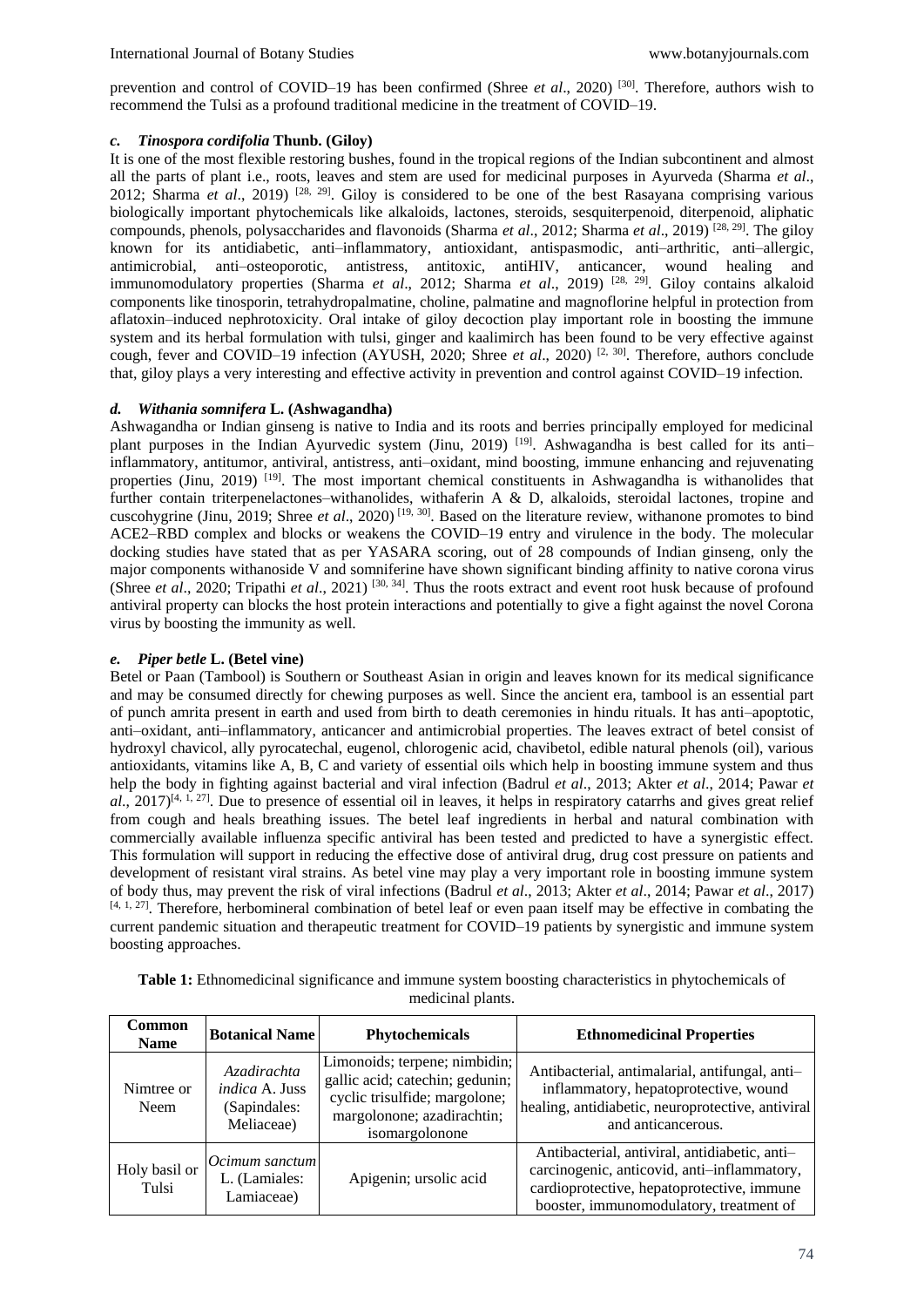prevention and control of COVID–19 has been confirmed (Shree *et al*., 2020) [30]. Therefore, authors wish to recommend the Tulsi as a profound traditional medicine in the treatment of COVID–19.

### c. *Tinospora cordifolia* Thunb. (Giloy)

It is one of the most flexible restoring bushes, found in the tropical regions of the Indian subcontinent and almost all the parts of plant i.e., roots, leaves and stem are used for medicinal purposes in Ayurveda (Sharma *et al*., 2012; Sharma *et al*., 2019) [28, 29]. Giloy is considered to be one of the best Rasayana comprising various biologically important phytochemicals like alkaloids, lactones, steroids, sesquiterpenoid, diterpenoid, aliphatic compounds, phenols, polysaccharides and flavonoids (Sharma *et al*., 2012; Sharma *et al*., 2019) [28, 29]. The giloy known for its antidiabetic, anti–inflammatory, antioxidant, antispasmodic, anti–arthritic, anti–allergic, antimicrobial, anti–osteoporotic, antistress, antitoxic, antiHIV, anticancer, wound healing and immunomodulatory properties (Sharma *et al*., 2012; Sharma *et al*., 2019) [28, 29]. Giloy contains alkaloid components like tinosporin, tetrahydropalmatine, choline, palmatine and magnoflorine helpful in protection from aflatoxin–induced nephrotoxicity. Oral intake of giloy decoction play important role in boosting the immune system and its herbal formulation with tulsi, ginger and kaalimirch has been found to be very effective against cough, fever and COVID–19 infection (AYUSH, 2020; Shree *et al*., 2020) [2, 30]. Therefore, authors conclude that, giloy plays a very interesting and effective activity in prevention and control against COVID–19 infection.

### d. *Withania somnifera* L. (Ashwagandha)

Ashwagandha or Indian ginseng is native to India and its roots and berries principally employed for medicinal plant purposes in the Indian Ayurvedic system (Jinu, 2019) [19]. Ashwagandha is best called for its anti–inflammatory, antitumor, antiviral, antistress, anti–oxidant, mind boosting, immune enhancing and rejuvenating properties (Jinu, 2019) [19]. The most important chemical constituents in Ashwagandha is withanolides that further contain triterpenelactones–withanolides, withaferin A & D, alkaloids, steroidal lactones, tropine and cuscohygrine (Jinu, 2019; Shree *et al*., 2020) [19, 30]. Based on the literature review, withanone promotes to bind ACE2–RBD complex and blocks or weakens the COVID–19 entry and virulence in the body. The molecular docking studies have stated that as per YASARA scoring, out of 28 compounds of Indian ginseng, only the major components withanoside V and somniferine have shown significant binding affinity to native corona virus (Shree *et al*., 2020; Tripathi *et al*., 2021) [30, 34]. Thus the roots extract and event root husk because of profound antiviral property can blocks the host protein interactions and potentially to give a fight against the novel Corona virus by boosting the immunity as well.

### e. *Piper betle* L. (Betel vine)

Betel or Paan (Tambool) is Southern or Southeast Asian in origin and leaves known for its medical significance and may be consumed directly for chewing purposes as well. Since the ancient era, tambool is an essential part of punch amrita present in earth and used from birth to death ceremonies in hindu rituals. It has anti–apoptotic, anti–oxidant, anti–inflammatory, anticancer and antimicrobial properties. The leaves extract of betel consist of hydroxyl chavicol, ally pyrocatechal, eugenol, chlorogenic acid, chavibetol, edible natural phenols (oil), various antioxidants, vitamins like A, B, C and variety of essential oils which help in boosting immune system and thus help the body in fighting against bacterial and viral infection (Badrul *et al*., 2013; Akter *et al*., 2014; Pawar *et al*., 2017)[4, 1, 27]. Due to presence of essential oil in leaves, it helps in respiratory catarrhs and gives great relief from cough and heals breathing issues. The betel leaf ingredients in herbal and natural combination with commercially available influenza specific antiviral has been tested and predicted to have a synergistic effect. This formulation will support in reducing the effective dose of antiviral drug, drug cost pressure on patients and development of resistant viral strains. As betel vine may play a very important role in boosting immune system of body thus, may prevent the risk of viral infections (Badrul *et al*., 2013; Akter *et al*., 2014; Pawar *et al*., 2017) [4, 1, 27]. Therefore, herbomineral combination of betel leaf or even paan itself may be effective in combating the current pandemic situation and therapeutic treatment for COVID–19 patients by synergistic and immune system boosting approaches.

**Table 1:** Ethnomedicinal significance and immune system boosting characteristics in phytochemicals of medicinal plants.

| Common Name | Botanical Name | Phytochemicals | Ethnomedicinal Properties |
|---|---|---|---|
| Nimtree or Neem | *Azadirachta indica* A. Juss (Sapindales: Meliaceae) | Limonoids; terpene; nimbidin; gallic acid; catechin; gedunin; cyclic trisulfide; margolone; margolonone; azadirachtin; isomargolonone | Antibacterial, antimalarial, antifungal, anti–inflammatory, hepatoprotective, wound healing, antidiabetic, neuroprotective, antiviral and anticancerous. |
| Holy basil or Tulsi | *Ocimum sanctum* L. (Lamiales: Lamiaceae) | Apigenin; ursolic acid | Antibacterial, antiviral, antidiabetic, anti–carcinogenic, anticovid, anti–inflammatory, cardioprotective, hepatoprotective, immune booster, immunomodulatory, treatment of |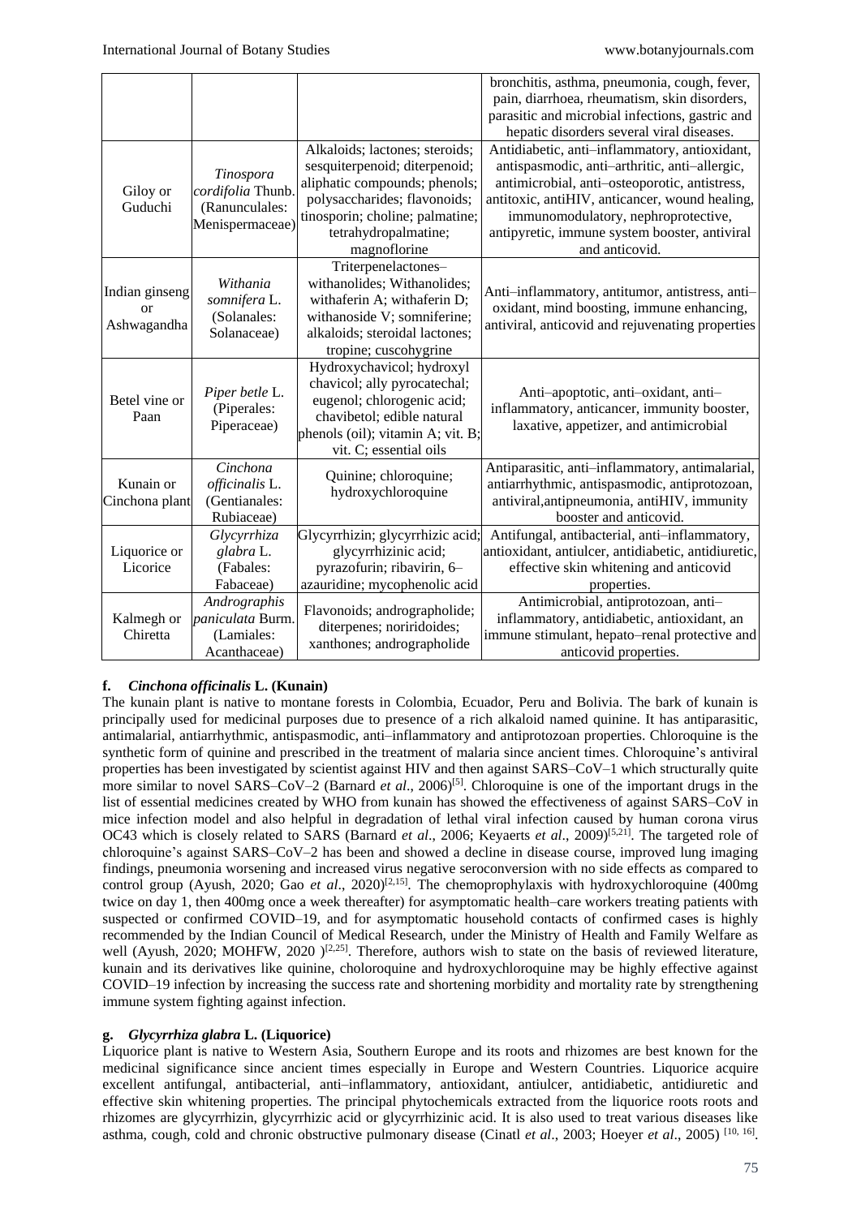| | | | bronchitis, asthma, pneumonia, cough, fever, pain, diarrhoea, rheumatism, skin disorders, parasitic and microbial infections, gastric and hepatic disorders several viral diseases. |
|---|---|---|---|
| Giloy or Guduchi | *Tinospora cordifolia* Thunb. (Ranunculales: Menispermaceae) | Alkaloids; lactones; steroids; sesquiterpenoid; diterpenoid; aliphatic compounds; phenols; polysaccharides; flavonoids; tinosporin; choline; palmatine; tetrahydropalmatine; magnoflorine | Antidiabetic, anti–inflammatory, antioxidant, antispasmodic, anti–arthritic, anti–allergic, antimicrobial, anti–osteoporotic, antistress, antitoxic, antiHIV, anticancer, wound healing, immunomodulatory, nephroprotective, antipyretic, immune system booster, antiviral and anticovid. |
| Indian ginseng or Ashwagandha | *Withania somnifera* L. (Solanales: Solanaceae) | Triterpenelactones–withanolides; Withanolides; withaferin A; withaferin D; withanoside V; somniferine; alkaloids; steroidal lactones; tropine; cuscohygrine | Anti–inflammatory, antitumor, antistress, anti–oxidant, mind boosting, immune enhancing, antiviral, anticovid and rejuvenating properties |
| Betel vine or Paan | *Piper betle* L. (Piperales: Piperaceae) | Hydroxychavicol; hydroxyl chavicol; ally pyrocatechal; eugenol; chlorogenic acid; chavibetol; edible natural phenols (oil); vitamin A; vit. B; vit. C; essential oils | Anti–apoptotic, anti–oxidant, anti–inflammatory, anticancer, immunity booster, laxative, appetizer, and antimicrobial |
| Kunain or Cinchona plant | *Cinchona officinalis* L. (Gentianales: Rubiaceae) | Quinine; chloroquine; hydroxychloroquine | Antiparasitic, anti–inflammatory, antimalarial, antiarrhythmic, antispasmodic, antiprotozoan, antiviral,antipneumonia, antiHIV, immunity booster and anticovid. |
| Liquorice or Licorice | *Glycyrrhiza glabra* L. (Fabales: Fabaceae) | Glycyrrhizin; glycyrrhizic acid; glycyrrhizinic acid; pyrazofurin; ribavirin, 6–azauridine; mycophenolic acid | Antifungal, antibacterial, anti–inflammatory, antioxidant, antiulcer, antidiabetic, antidiuretic, effective skin whitening and anticovid properties. |
| Kalmegh or Chiretta | *Andrographis paniculata* Burm. (Lamiales: Acanthaceae) | Flavonoids; andrographolide; diterpenes; noriridoides; xanthones; andrographolide | Antimicrobial, antiprotozoan, anti–inflammatory, antidiabetic, antioxidant, an immune stimulant, hepato–renal protective and anticovid properties. |

**f. *Cinchona officinalis* L. (Kunain)**

The kunain plant is native to montane forests in Colombia, Ecuador, Peru and Bolivia. The bark of kunain is principally used for medicinal purposes due to presence of a rich alkaloid named quinine. It has antiparasitic, antimalarial, antiarrhythmic, antispasmodic, anti–inflammatory and antiprotozoan properties. Chloroquine is the synthetic form of quinine and prescribed in the treatment of malaria since ancient times. Chloroquine's antiviral properties has been investigated by scientist against HIV and then against SARS–CoV–1 which structurally quite more similar to novel SARS–CoV–2 (Barnard *et al*., 2006)[5]. Chloroquine is one of the important drugs in the list of essential medicines created by WHO from kunain has showed the effectiveness of against SARS–CoV in mice infection model and also helpful in degradation of lethal viral infection caused by human corona virus OC43 which is closely related to SARS (Barnard *et al*., 2006; Keyaerts *et al*., 2009)[5,21]. The targeted role of chloroquine's against SARS–CoV–2 has been and showed a decline in disease course, improved lung imaging findings, pneumonia worsening and increased virus negative seroconversion with no side effects as compared to control group (Ayush, 2020; Gao *et al*., 2020)[2,15]. The chemoprophylaxis with hydroxychloroquine (400mg twice on day 1, then 400mg once a week thereafter) for asymptomatic health–care workers treating patients with suspected or confirmed COVID–19, and for asymptomatic household contacts of confirmed cases is highly recommended by the Indian Council of Medical Research, under the Ministry of Health and Family Welfare as well (Ayush, 2020; MOHFW, 2020 )[2,25]. Therefore, authors wish to state on the basis of reviewed literature, kunain and its derivatives like quinine, choloroquine and hydroxychloroquine may be highly effective against COVID–19 infection by increasing the success rate and shortening morbidity and mortality rate by strengthening immune system fighting against infection.

**g. *Glycyrrhiza glabra* L. (Liquorice)**

Liquorice plant is native to Western Asia, Southern Europe and its roots and rhizomes are best known for the medicinal significance since ancient times especially in Europe and Western Countries. Liquorice acquire excellent antifungal, antibacterial, anti–inflammatory, antioxidant, antiulcer, antidiabetic, antidiuretic and effective skin whitening properties. The principal phytochemicals extracted from the liquorice roots roots and rhizomes are glycyrrhizin, glycyrrhizic acid or glycyrrhizinic acid. It is also used to treat various diseases like asthma, cough, cold and chronic obstructive pulmonary disease (Cinatl *et al*., 2003; Hoeyer *et al*., 2005) [10, 16].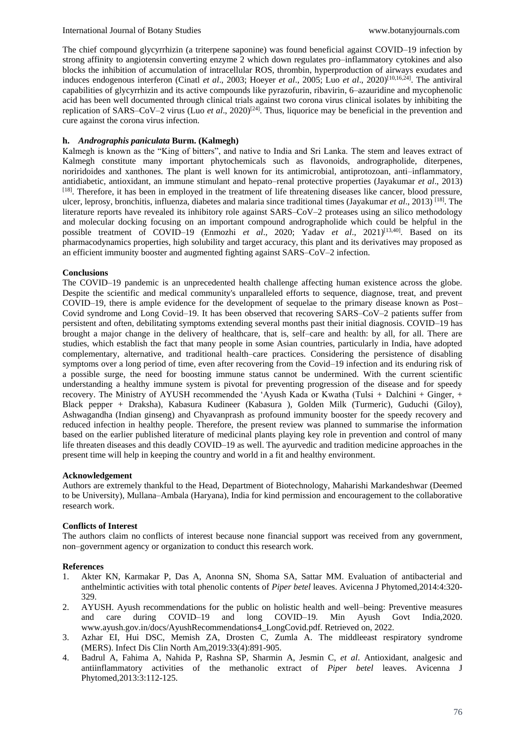The chief compound glycyrrhizin (a triterpene saponine) was found beneficial against COVID–19 infection by strong affinity to angiotensin converting enzyme 2 which down regulates pro–inflammatory cytokines and also blocks the inhibition of accumulation of intracellular ROS, thrombin, hyperproduction of airways exudates and induces endogenous interferon (Cinatl *et al*., 2003; Hoeyer *et al*., 2005; Luo *et al*., 2020)[10,16,24]. The antiviral capabilities of glycyrrhizin and its active compounds like pyrazofurin, ribavirin, 6–azauridine and mycophenolic acid has been well documented through clinical trials against two corona virus clinical isolates by inhibiting the replication of SARS–CoV–2 virus (Luo *et al*., 2020)[24]. Thus, liquorice may be beneficial in the prevention and cure against the corona virus infection.

#### h. *Andrographis paniculata* Burm. (Kalmegh)

Kalmegh is known as the "King of bitters", and native to India and Sri Lanka. The stem and leaves extract of Kalmegh constitute many important phytochemicals such as flavonoids, andrographolide, diterpenes, noriridoides and xanthones. The plant is well known for its antimicrobial, antiprotozoan, anti–inflammatory, antidiabetic, antioxidant, an immune stimulant and hepato–renal protective properties (Jayakumar *et al*., 2013) [18]. Therefore, it has been in employed in the treatment of life threatening diseases like cancer, blood pressure, ulcer, leprosy, bronchitis, influenza, diabetes and malaria since traditional times (Jayakumar *et al*., 2013) [18]. The literature reports have revealed its inhibitory role against SARS–CoV–2 proteases using an silico methodology and molecular docking focusing on an important compound andrographolide which could be helpful in the possible treatment of COVID–19 (Enmozhi *et al*., 2020; Yadav *et al*., 2021)[13,40]. Based on its pharmacodynamics properties, high solubility and target accuracy, this plant and its derivatives may proposed as an efficient immunity booster and augmented fighting against SARS–CoV–2 infection.

## Conclusions

The COVID–19 pandemic is an unprecedented health challenge affecting human existence across the globe. Despite the scientific and medical community's unparalleled efforts to sequence, diagnose, treat, and prevent COVID–19, there is ample evidence for the development of sequelae to the primary disease known as Post–Covid syndrome and Long Covid–19. It has been observed that recovering SARS–CoV–2 patients suffer from persistent and often, debilitating symptoms extending several months past their initial diagnosis. COVID–19 has brought a major change in the delivery of healthcare, that is, self–care and health: by all, for all. There are studies, which establish the fact that many people in some Asian countries, particularly in India, have adopted complementary, alternative, and traditional health–care practices. Considering the persistence of disabling symptoms over a long period of time, even after recovering from the Covid–19 infection and its enduring risk of a possible surge, the need for boosting immune status cannot be undermined. With the current scientific understanding a healthy immune system is pivotal for preventing progression of the disease and for speedy recovery. The Ministry of AYUSH recommended the 'Ayush Kada or Kwatha (Tulsi + Dalchini + Ginger, + Black pepper + Draksha), Kabasura Kudineer (Kabasura ), Golden Milk (Turmeric), Guduchi (Giloy), Ashwagandha (Indian ginseng) and Chyavanprash as profound immunity booster for the speedy recovery and reduced infection in healthy people. Therefore, the present review was planned to summarise the information based on the earlier published literature of medicinal plants playing key role in prevention and control of many life threaten diseases and this deadly COVID–19 as well. The ayurvedic and tradition medicine approaches in the present time will help in keeping the country and world in a fit and healthy environment.

## Acknowledgement

Authors are extremely thankful to the Head, Department of Biotechnology, Maharishi Markandeshwar (Deemed to be University), Mullana–Ambala (Haryana), India for kind permission and encouragement to the collaborative research work.

## Conflicts of Interest

The authors claim no conflicts of interest because none financial support was received from any government, non–government agency or organization to conduct this research work.

## References

1. Akter KN, Karmakar P, Das A, Anonna SN, Shoma SA, Sattar MM. Evaluation of antibacterial and anthelmintic activities with total phenolic contents of *Piper betel* leaves. Avicenna J Phytomed,2014:4:320-329.
2. AYUSH. Ayush recommendations for the public on holistic health and well–being: Preventive measures and care during COVID–19 and long COVID–19. Min Ayush Govt India,2020. www.ayush.gov.in/docs/AyushRecommendations4_LongCovid.pdf. Retrieved on, 2022.
3. Azhar EI, Hui DSC, Memish ZA, Drosten C, Zumla A. The middleeast respiratory syndrome (MERS). Infect Dis Clin North Am,2019:33(4):891-905.
4. Badrul A, Fahima A, Nahida P, Rashna SP, Sharmin A, Jesmin C, *et al*. Antioxidant, analgesic and antiinflammatory activities of the methanolic extract of *Piper betel* leaves. Avicenna J Phytomed,2013:3:112-125.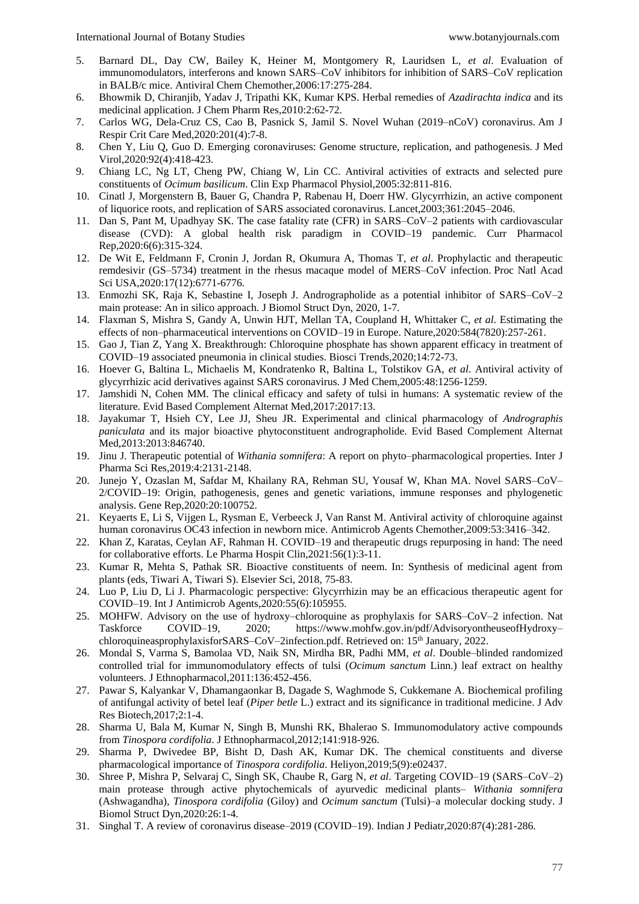5. Barnard DL, Day CW, Bailey K, Heiner M, Montgomery R, Lauridsen L, *et al*. Evaluation of immunomodulators, interferons and known SARS–CoV inhibitors for inhibition of SARS–CoV replication in BALB/c mice. Antiviral Chem Chemother,2006:17:275-284.
6. Bhowmik D, Chiranjib, Yadav J, Tripathi KK, Kumar KPS. Herbal remedies of *Azadirachta indica* and its medicinal application. J Chem Pharm Res,2010:2:62-72.
7. Carlos WG, Dela-Cruz CS, Cao B, Pasnick S, Jamil S. Novel Wuhan (2019–nCoV) coronavirus. Am J Respir Crit Care Med,2020:201(4):7-8.
8. Chen Y, Liu Q, Guo D. Emerging coronaviruses: Genome structure, replication, and pathogenesis. J Med Virol,2020:92(4):418-423.
9. Chiang LC, Ng LT, Cheng PW, Chiang W, Lin CC. Antiviral activities of extracts and selected pure constituents of *Ocimum basilicum*. Clin Exp Pharmacol Physiol,2005:32:811-816.
10. Cinatl J, Morgenstern B, Bauer G, Chandra P, Rabenau H, Doerr HW. Glycyrrhizin, an active component of liquorice roots, and replication of SARS associated coronavirus. Lancet,2003;361:2045–2046.
11. Dan S, Pant M, Upadhyay SK. The case fatality rate (CFR) in SARS–CoV–2 patients with cardiovascular disease (CVD): A global health risk paradigm in COVID–19 pandemic. Curr Pharmacol Rep,2020:6(6):315-324.
12. De Wit E, Feldmann F, Cronin J, Jordan R, Okumura A, Thomas T, *et al*. Prophylactic and therapeutic remdesivir (GS–5734) treatment in the rhesus macaque model of MERS–CoV infection. Proc Natl Acad Sci USA,2020:17(12):6771-6776.
13. Enmozhi SK, Raja K, Sebastine I, Joseph J. Andrographolide as a potential inhibitor of SARS–CoV–2 main protease: An in silico approach. J Biomol Struct Dyn, 2020, 1-7.
14. Flaxman S, Mishra S, Gandy A, Unwin HJT, Mellan TA, Coupland H, Whittaker C, *et al*. Estimating the effects of non–pharmaceutical interventions on COVID–19 in Europe. Nature,2020:584(7820):257-261.
15. Gao J, Tian Z, Yang X. Breakthrough: Chloroquine phosphate has shown apparent efficacy in treatment of COVID–19 associated pneumonia in clinical studies. Biosci Trends,2020;14:72-73.
16. Hoever G, Baltina L, Michaelis M, Kondratenko R, Baltina L, Tolstikov GA, *et al*. Antiviral activity of glycyrrhizic acid derivatives against SARS coronavirus. J Med Chem,2005:48:1256-1259.
17. Jamshidi N, Cohen MM. The clinical efficacy and safety of tulsi in humans: A systematic review of the literature. Evid Based Complement Alternat Med,2017:2017:13.
18. Jayakumar T, Hsieh CY, Lee JJ, Sheu JR. Experimental and clinical pharmacology of *Andrographis paniculata* and its major bioactive phytoconstituent andrographolide. Evid Based Complement Alternat Med,2013:2013:846740.
19. Jinu J. Therapeutic potential of *Withania somnifera*: A report on phyto–pharmacological properties. Inter J Pharma Sci Res,2019:4:2131-2148.
20. Junejo Y, Ozaslan M, Safdar M, Khailany RA, Rehman SU, Yousaf W, Khan MA. Novel SARS–CoV–2/COVID–19: Origin, pathogenesis, genes and genetic variations, immune responses and phylogenetic analysis. Gene Rep,2020:20:100752.
21. Keyaerts E, Li S, Vijgen L, Rysman E, Verbeeck J, Van Ranst M. Antiviral activity of chloroquine against human coronavirus OC43 infection in newborn mice. Antimicrob Agents Chemother,2009:53:3416–342.
22. Khan Z, Karatas, Ceylan AF, Rahman H. COVID–19 and therapeutic drugs repurposing in hand: The need for collaborative efforts. Le Pharma Hospit Clin,2021:56(1):3-11.
23. Kumar R, Mehta S, Pathak SR. Bioactive constituents of neem. In: Synthesis of medicinal agent from plants (eds, Tiwari A, Tiwari S). Elsevier Sci, 2018, 75-83.
24. Luo P, Liu D, Li J. Pharmacologic perspective: Glycyrrhizin may be an efficacious therapeutic agent for COVID–19. Int J Antimicrob Agents,2020:55(6):105955.
25. MOHFW. Advisory on the use of hydroxy–chloroquine as prophylaxis for SARS–CoV–2 infection. Nat Taskforce COVID–19, 2020; https://www.mohfw.gov.in/pdf/AdvisoryontheuseofHydroxy–chloroquineasprophylaxisforSARS–CoV–2infection.pdf. Retrieved on: 15th January, 2022.
26. Mondal S, Varma S, Bamolaa VD, Naik SN, Mirdha BR, Padhi MM, *et al*. Double–blinded randomized controlled trial for immunomodulatory effects of tulsi (*Ocimum sanctum* Linn.) leaf extract on healthy volunteers. J Ethnopharmacol,2011:136:452-456.
27. Pawar S, Kalyankar V, Dhamangaonkar B, Dagade S, Waghmode S, Cukkemane A. Biochemical profiling of antifungal activity of betel leaf (*Piper betle* L.) extract and its significance in traditional medicine. J Adv Res Biotech,2017;2:1-4.
28. Sharma U, Bala M, Kumar N, Singh B, Munshi RK, Bhalerao S. Immunomodulatory active compounds from *Tinospora cordifolia*. J Ethnopharmacol,2012;141:918-926.
29. Sharma P, Dwivedee BP, Bisht D, Dash AK, Kumar DK. The chemical constituents and diverse pharmacological importance of *Tinospora cordifolia*. Heliyon,2019;5(9):e02437.
30. Shree P, Mishra P, Selvaraj C, Singh SK, Chaube R, Garg N, *et al*. Targeting COVID–19 (SARS–CoV–2) main protease through active phytochemicals of ayurvedic medicinal plants– *Withania somnifera* (Ashwagandha), *Tinospora cordifolia* (Giloy) and *Ocimum sanctum* (Tulsi)–a molecular docking study. J Biomol Struct Dyn,2020:26:1-4.
31. Singhal T. A review of coronavirus disease–2019 (COVID–19). Indian J Pediatr,2020:87(4):281-286.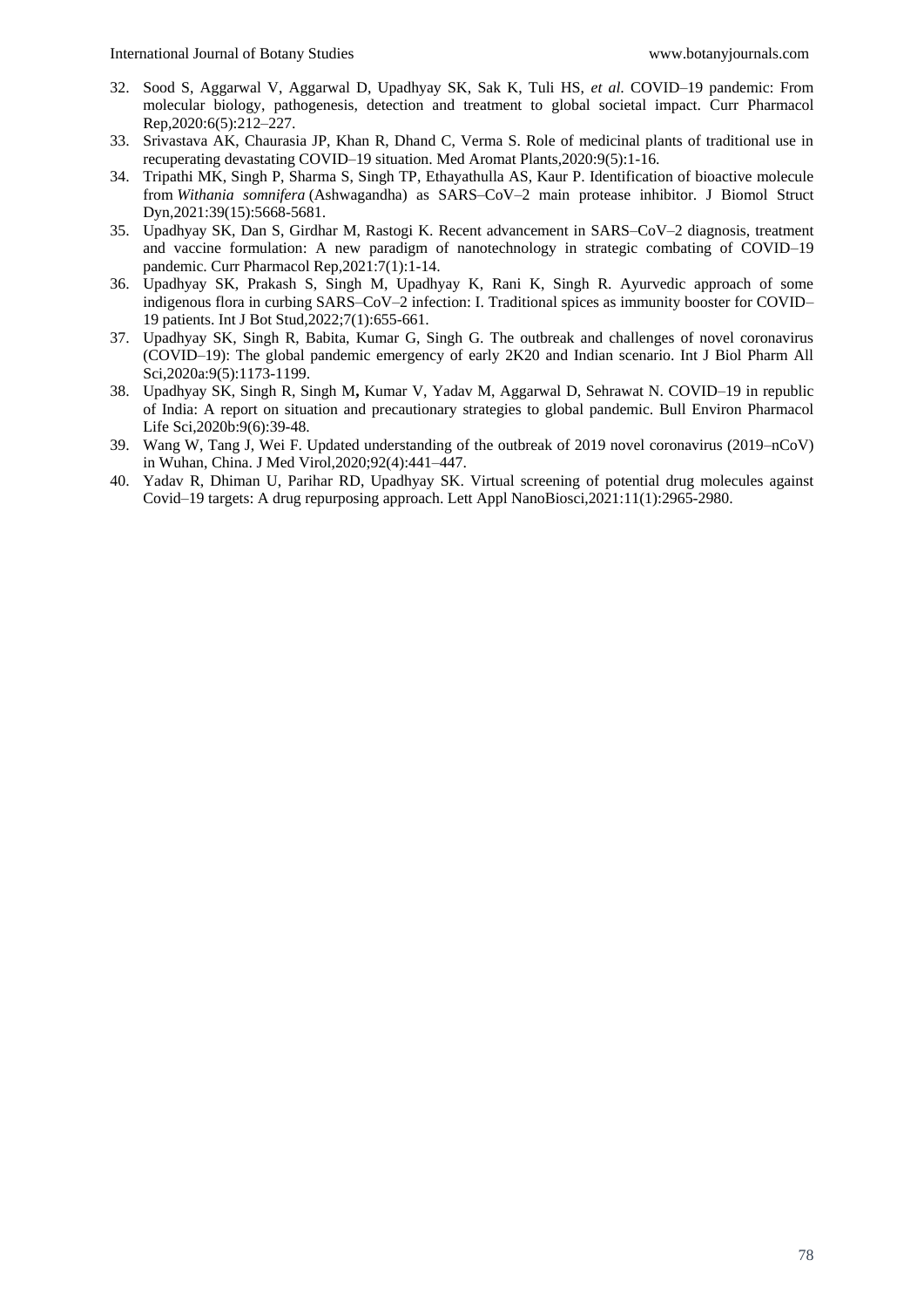32. Sood S, Aggarwal V, Aggarwal D, Upadhyay SK, Sak K, Tuli HS, *et al*. COVID–19 pandemic: From molecular biology, pathogenesis, detection and treatment to global societal impact. Curr Pharmacol Rep,2020:6(5):212–227.
33. Srivastava AK, Chaurasia JP, Khan R, Dhand C, Verma S. Role of medicinal plants of traditional use in recuperating devastating COVID–19 situation. Med Aromat Plants,2020:9(5):1-16.
34. Tripathi MK, Singh P, Sharma S, Singh TP, Ethayathulla AS, Kaur P. Identification of bioactive molecule from *Withania somnifera* (Ashwagandha) as SARS–CoV–2 main protease inhibitor. J Biomol Struct Dyn,2021:39(15):5668-5681.
35. Upadhyay SK, Dan S, Girdhar M, Rastogi K. Recent advancement in SARS–CoV–2 diagnosis, treatment and vaccine formulation: A new paradigm of nanotechnology in strategic combating of COVID–19 pandemic. Curr Pharmacol Rep,2021:7(1):1-14.
36. Upadhyay SK, Prakash S, Singh M, Upadhyay K, Rani K, Singh R. Ayurvedic approach of some indigenous flora in curbing SARS–CoV–2 infection: I. Traditional spices as immunity booster for COVID–19 patients. Int J Bot Stud,2022;7(1):655-661.
37. Upadhyay SK, Singh R, Babita, Kumar G, Singh G. The outbreak and challenges of novel coronavirus (COVID–19): The global pandemic emergency of early 2K20 and Indian scenario. Int J Biol Pharm All Sci,2020a:9(5):1173-1199.
38. Upadhyay SK, Singh R, Singh M**,** Kumar V, Yadav M, Aggarwal D, Sehrawat N. COVID–19 in republic of India: A report on situation and precautionary strategies to global pandemic. Bull Environ Pharmacol Life Sci,2020b:9(6):39-48.
39. Wang W, Tang J, Wei F. Updated understanding of the outbreak of 2019 novel coronavirus (2019–nCoV) in Wuhan, China. J Med Virol,2020;92(4):441–447.
40. Yadav R, Dhiman U, Parihar RD, Upadhyay SK. Virtual screening of potential drug molecules against Covid–19 targets: A drug repurposing approach. Lett Appl NanoBiosci,2021:11(1):2965-2980.